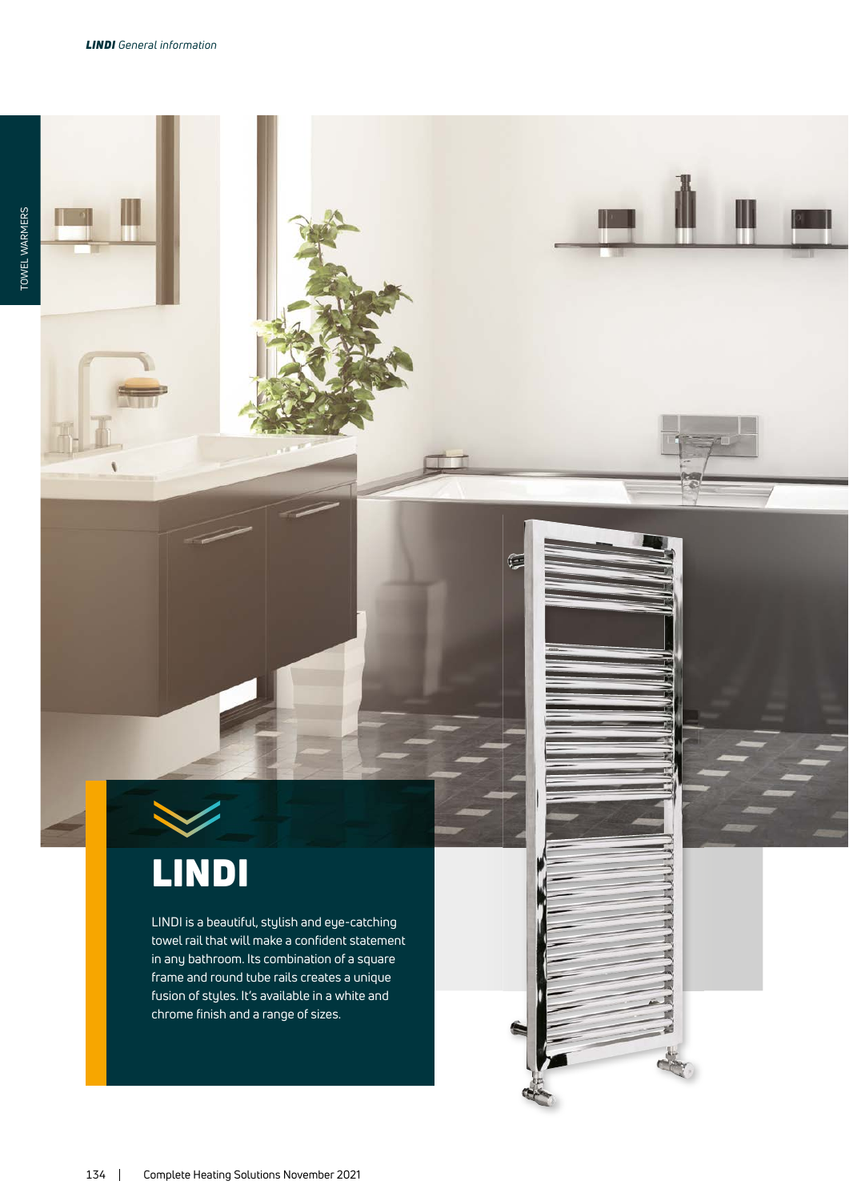# LINDI

LINDI is a beautiful, stylish and eye-catching towel rail that will make a confident statement in any bathroom. Its combination of a square frame and round tube rails creates a unique fusion of styles. It's available in a white and chrome finish and a range of sizes.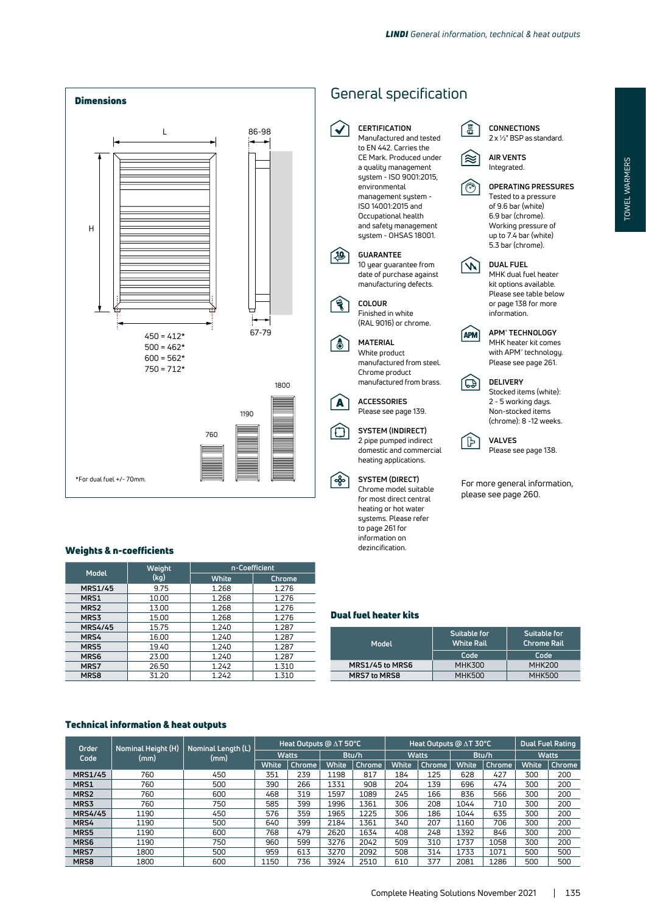## Dimensions

L

86-98

H

450 = 412*
500 = 462*
600 = 562*
750 = 712*

67-79

1800

1190

760

*For dual fuel +/- 70mm.

# General specification

**CERTIFICATION**
Manufactured and tested to EN 442. Carries the CE Mark. Produced under a quality management system - ISO 9001:2015, environmental management system - ISO 14001:2015 and Occupational health and safety management system - OHSAS 18001.

**GUARANTEE**
10 year guarantee from date of purchase against manufacturing defects.

**COLOUR**
Finished in white (RAL 9016) or chrome.

**MATERIAL**
White product manufactured from steel. Chrome product manufactured from brass.

**ACCESSORIES**
Please see page 139.

**SYSTEM (INDIRECT)**
2 pipe pumped indirect domestic and commercial heating applications.

**SYSTEM (DIRECT)**
Chrome model suitable for most direct central heating or hot water systems. Please refer to page 261 for information on dezincification.

**CONNECTIONS**
2 x ½" BSP as standard.

**AIR VENTS**
Integrated.

**OPERATING PRESSURES**
Tested to a pressure of 9.6 bar (white) 6.9 bar (chrome). Working pressure of up to 7.4 bar (white) 5.3 bar (chrome).

**DUAL FUEL**
MHK dual fuel heater kit options available. Please see table below or page 138 for more information.

**APM® TECHNOLOGY**
MHK heater kit comes with APM® technology. Please see page 261.

**DELIVERY**
Stocked items (white): 2 - 5 working days. Non-stocked items (chrome): 8 -12 weeks.

**VALVES**
Please see page 138.

For more general information, please see page 260.

## Weights & n-coefficients

| Model | Weight (kg) | n-Coefficient | |
|---|---|---|---|
| | | White | Chrome |
| MRS1/45 | 9.75 | 1.268 | 1.276 |
| MRS1 | 10.00 | 1.268 | 1.276 |
| MRS2 | 13.00 | 1.268 | 1.276 |
| MRS3 | 15.00 | 1.268 | 1.276 |
| MRS4/45 | 15.75 | 1.240 | 1.287 |
| MRS4 | 16.00 | 1.240 | 1.287 |
| MRS5 | 19.40 | 1.240 | 1.287 |
| MRS6 | 23.00 | 1.240 | 1.287 |
| MRS7 | 26.50 | 1.242 | 1.310 |
| MRS8 | 31.20 | 1.242 | 1.310 |

## Dual fuel heater kits

| Model | Suitable for White Rail | Suitable for Chrome Rail |
|---|---|---|
| | Code | Code |
| MRS1/45 to MRS6 | MHK300 | MHK200 |
| MRS7 to MRS8 | MHK500 | MHK500 |

## Technical information & heat outputs

| Order Code | Nominal Height (H) (mm) | Nominal Length (L) (mm) | Heat Outputs @ ΔT 50°C | | | | Heat Outputs @ ΔT 30°C | | | | Dual Fuel Rating | |
|---|---|---|---|---|---|---|---|---|---|---|---|---|
| | | | Watts | | Btu/h | | Watts | | Btu/h | | Watts | |
| | | | White | Chrome | White | Chrome | White | Chrome | White | Chrome | White | Chrome |
| MRS1/45 | 760 | 450 | 351 | 239 | 1198 | 817 | 184 | 125 | 628 | 427 | 300 | 200 |
| MRS1 | 760 | 500 | 390 | 266 | 1331 | 908 | 204 | 139 | 696 | 474 | 300 | 200 |
| MRS2 | 760 | 600 | 468 | 319 | 1597 | 1089 | 245 | 166 | 836 | 566 | 300 | 200 |
| MRS3 | 760 | 750 | 585 | 399 | 1996 | 1361 | 306 | 208 | 1044 | 710 | 300 | 200 |
| MRS4/45 | 1190 | 450 | 576 | 359 | 1965 | 1225 | 306 | 186 | 1044 | 635 | 300 | 200 |
| MRS4 | 1190 | 500 | 640 | 399 | 2184 | 1361 | 340 | 207 | 1160 | 706 | 300 | 200 |
| MRS5 | 1190 | 600 | 768 | 479 | 2620 | 1634 | 408 | 248 | 1392 | 846 | 300 | 200 |
| MRS6 | 1190 | 750 | 960 | 599 | 3276 | 2042 | 509 | 310 | 1737 | 1058 | 300 | 200 |
| MRS7 | 1800 | 500 | 959 | 613 | 3270 | 2092 | 508 | 314 | 1733 | 1071 | 500 | 500 |
| MRS8 | 1800 | 600 | 1150 | 736 | 3924 | 2510 | 610 | 377 | 2081 | 1286 | 500 | 500 |